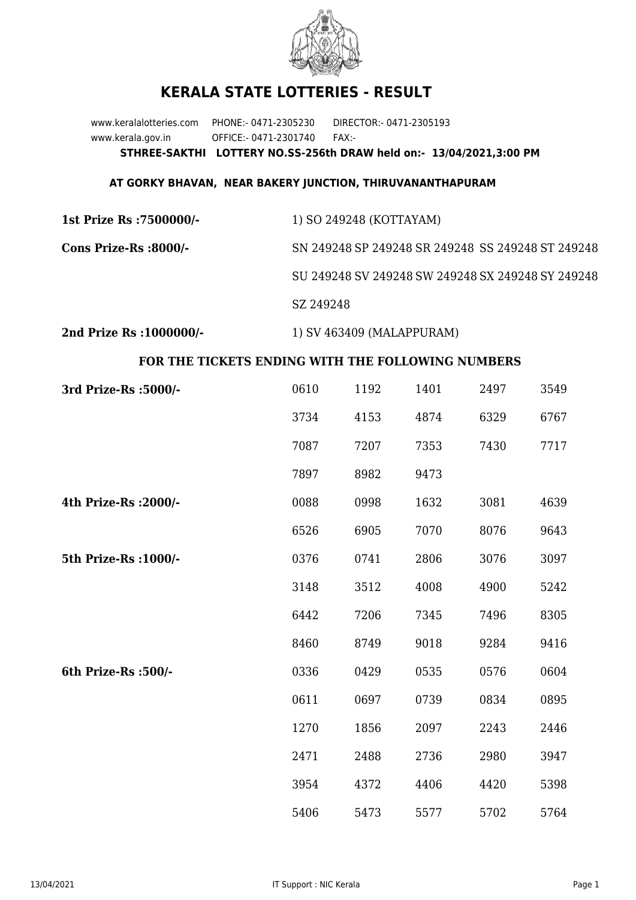# KERALA STATE LOTTERIES - RESULT

www.keralalotteries.com PHONE:- 0471-2305230 DIRECTOR:- 0471-2305193
www.kerala.gov.in OFFICE:- 0471-2301740 FAX:-

**STHREE-SAKTHI LOTTERY NO.SS-256th DRAW held on:- 13/04/2021,3:00 PM**

**AT GORKY BHAVAN, NEAR BAKERY JUNCTION, THIRUVANANTHAPURAM**

**1st Prize Rs :7500000/-** 1) SO 249248 (KOTTAYAM)

**Cons Prize-Rs :8000/-** SN 249248 SP 249248 SR 249248 SS 249248 ST 249248 SU 249248 SV 249248 SW 249248 SX 249248 SY 249248 SZ 249248

**2nd Prize Rs :1000000/-** 1) SV 463409 (MALAPPURAM)

**FOR THE TICKETS ENDING WITH THE FOLLOWING NUMBERS**

| | | | | | |
|---|---|---|---|---|---|
| **3rd Prize-Rs :5000/-** | 0610 | 1192 | 1401 | 2497 | 3549 |
| | 3734 | 4153 | 4874 | 6329 | 6767 |
| | 7087 | 7207 | 7353 | 7430 | 7717 |
| | 7897 | 8982 | 9473 | | |
| **4th Prize-Rs :2000/-** | 0088 | 0998 | 1632 | 3081 | 4639 |
| | 6526 | 6905 | 7070 | 8076 | 9643 |
| **5th Prize-Rs :1000/-** | 0376 | 0741 | 2806 | 3076 | 3097 |
| | 3148 | 3512 | 4008 | 4900 | 5242 |
| | 6442 | 7206 | 7345 | 7496 | 8305 |
| | 8460 | 8749 | 9018 | 9284 | 9416 |
| **6th Prize-Rs :500/-** | 0336 | 0429 | 0535 | 0576 | 0604 |
| | 0611 | 0697 | 0739 | 0834 | 0895 |
| | 1270 | 1856 | 2097 | 2243 | 2446 |
| | 2471 | 2488 | 2736 | 2980 | 3947 |
| | 3954 | 4372 | 4406 | 4420 | 5398 |
| | 5406 | 5473 | 5577 | 5702 | 5764 |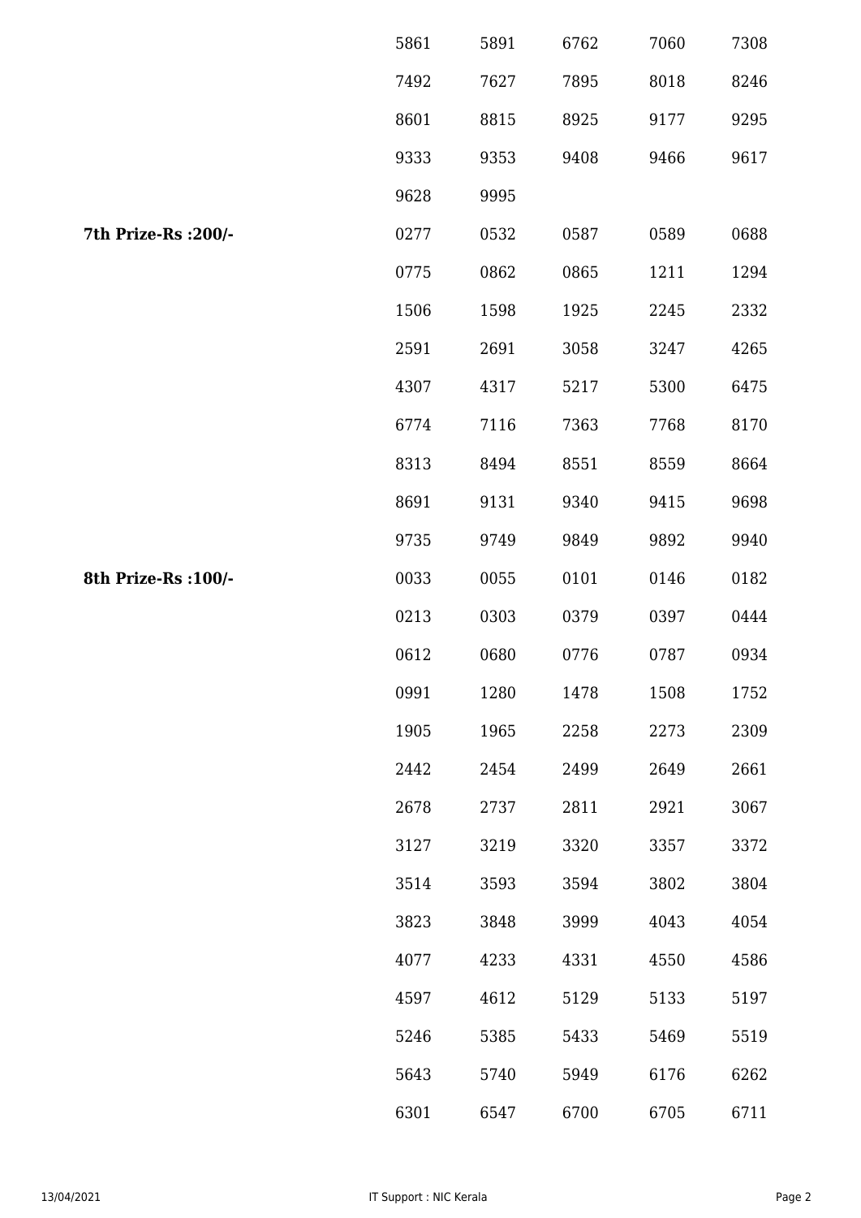| | | | | | |
|---|---|---|---|---|---|
| | 5861 | 5891 | 6762 | 7060 | 7308 |
| | 7492 | 7627 | 7895 | 8018 | 8246 |
| | 8601 | 8815 | 8925 | 9177 | 9295 |
| | 9333 | 9353 | 9408 | 9466 | 9617 |
| | 9628 | 9995 | | | |
| **7th Prize-Rs :200/-** | 0277 | 0532 | 0587 | 0589 | 0688 |
| | 0775 | 0862 | 0865 | 1211 | 1294 |
| | 1506 | 1598 | 1925 | 2245 | 2332 |
| | 2591 | 2691 | 3058 | 3247 | 4265 |
| | 4307 | 4317 | 5217 | 5300 | 6475 |
| | 6774 | 7116 | 7363 | 7768 | 8170 |
| | 8313 | 8494 | 8551 | 8559 | 8664 |
| | 8691 | 9131 | 9340 | 9415 | 9698 |
| | 9735 | 9749 | 9849 | 9892 | 9940 |
| **8th Prize-Rs :100/-** | 0033 | 0055 | 0101 | 0146 | 0182 |
| | 0213 | 0303 | 0379 | 0397 | 0444 |
| | 0612 | 0680 | 0776 | 0787 | 0934 |
| | 0991 | 1280 | 1478 | 1508 | 1752 |
| | 1905 | 1965 | 2258 | 2273 | 2309 |
| | 2442 | 2454 | 2499 | 2649 | 2661 |
| | 2678 | 2737 | 2811 | 2921 | 3067 |
| | 3127 | 3219 | 3320 | 3357 | 3372 |
| | 3514 | 3593 | 3594 | 3802 | 3804 |
| | 3823 | 3848 | 3999 | 4043 | 4054 |
| | 4077 | 4233 | 4331 | 4550 | 4586 |
| | 4597 | 4612 | 5129 | 5133 | 5197 |
| | 5246 | 5385 | 5433 | 5469 | 5519 |
| | 5643 | 5740 | 5949 | 6176 | 6262 |
| | 6301 | 6547 | 6700 | 6705 | 6711 |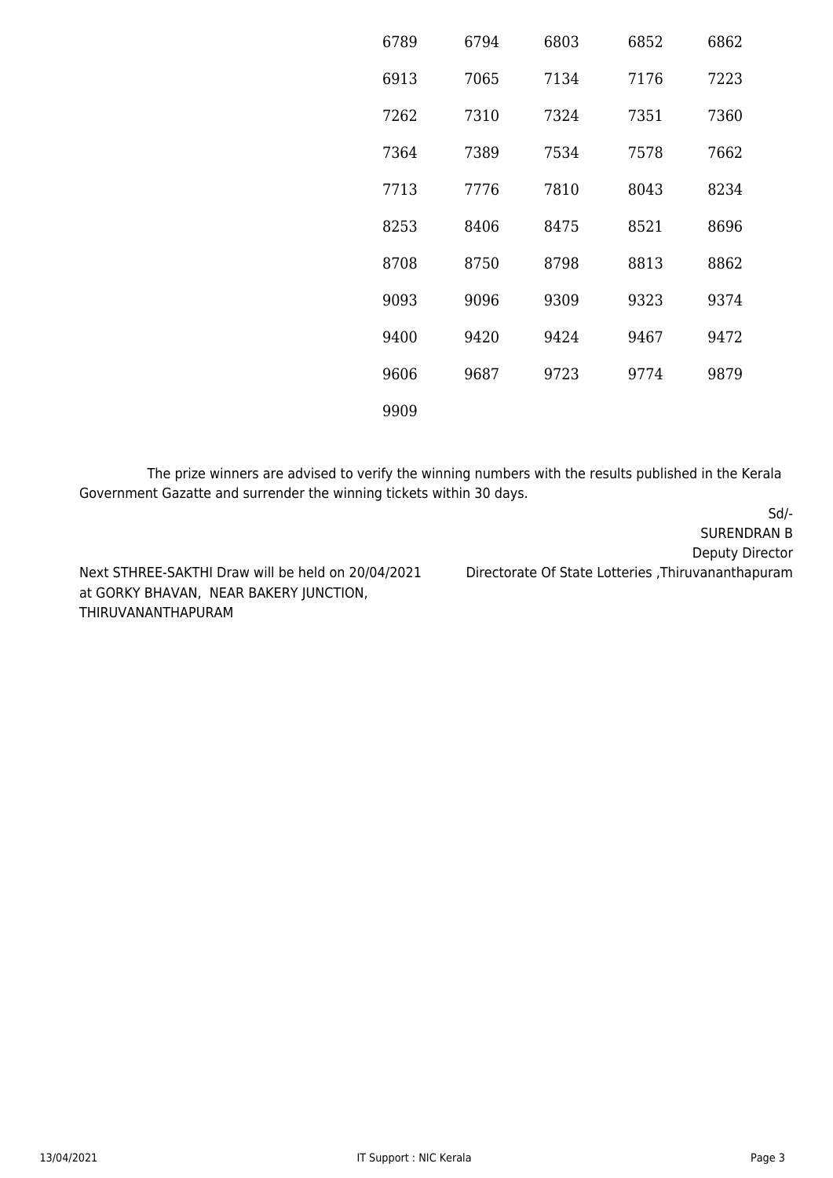| | | | | |
|---|---|---|---|---|
| 6789 | 6794 | 6803 | 6852 | 6862 |
| 6913 | 7065 | 7134 | 7176 | 7223 |
| 7262 | 7310 | 7324 | 7351 | 7360 |
| 7364 | 7389 | 7534 | 7578 | 7662 |
| 7713 | 7776 | 7810 | 8043 | 8234 |
| 8253 | 8406 | 8475 | 8521 | 8696 |
| 8708 | 8750 | 8798 | 8813 | 8862 |
| 9093 | 9096 | 9309 | 9323 | 9374 |
| 9400 | 9420 | 9424 | 9467 | 9472 |
| 9606 | 9687 | 9723 | 9774 | 9879 |
| 9909 | | | | |

The prize winners are advised to verify the winning numbers with the results published in the Kerala Government Gazatte and surrender the winning tickets within 30 days.

Sd/-
SURENDRAN B
Deputy Director
Directorate Of State Lotteries ,Thiruvananthapuram

Next STHREE-SAKTHI Draw will be held on 20/04/2021 at GORKY BHAVAN, NEAR BAKERY JUNCTION, THIRUVANANTHAPURAM